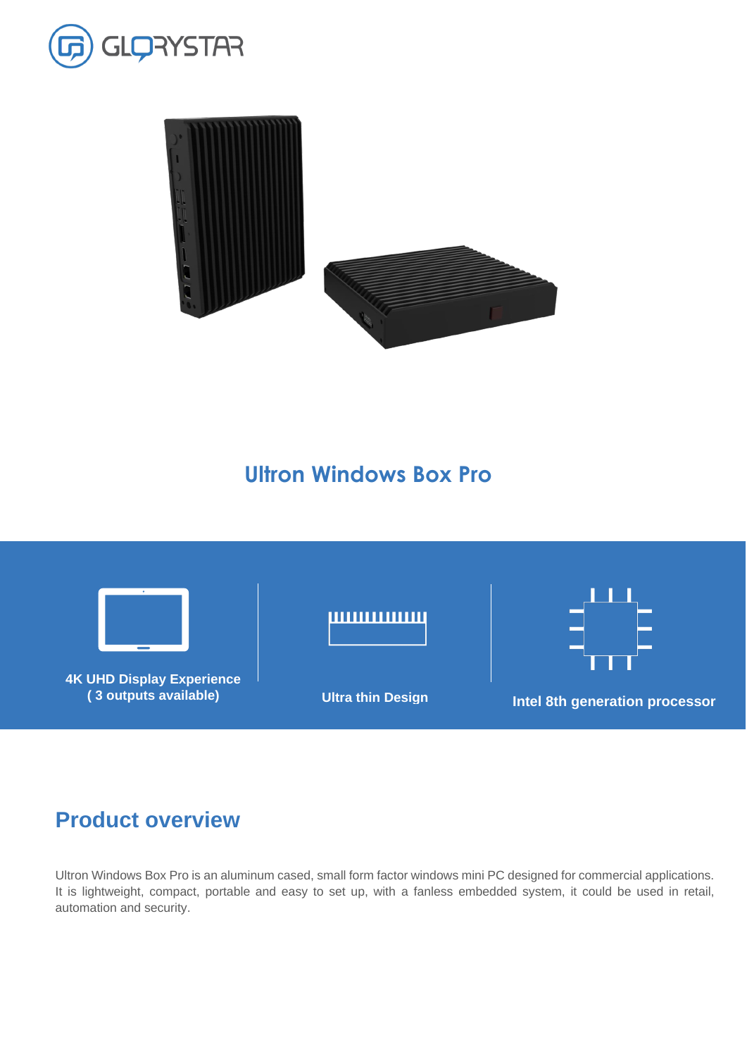# Ultron Windows Box Pro

4K UHD Display Experience
( 3 outputs available)

Ultra thin Design

Intel 8th generation processor

## Product overview

Ultron Windows Box Pro is an aluminum cased, small form factor windows mini PC designed for commercial applications. It is lightweight, compact, portable and easy to set up, with a fanless embedded system, it could be used in retail, automation and security.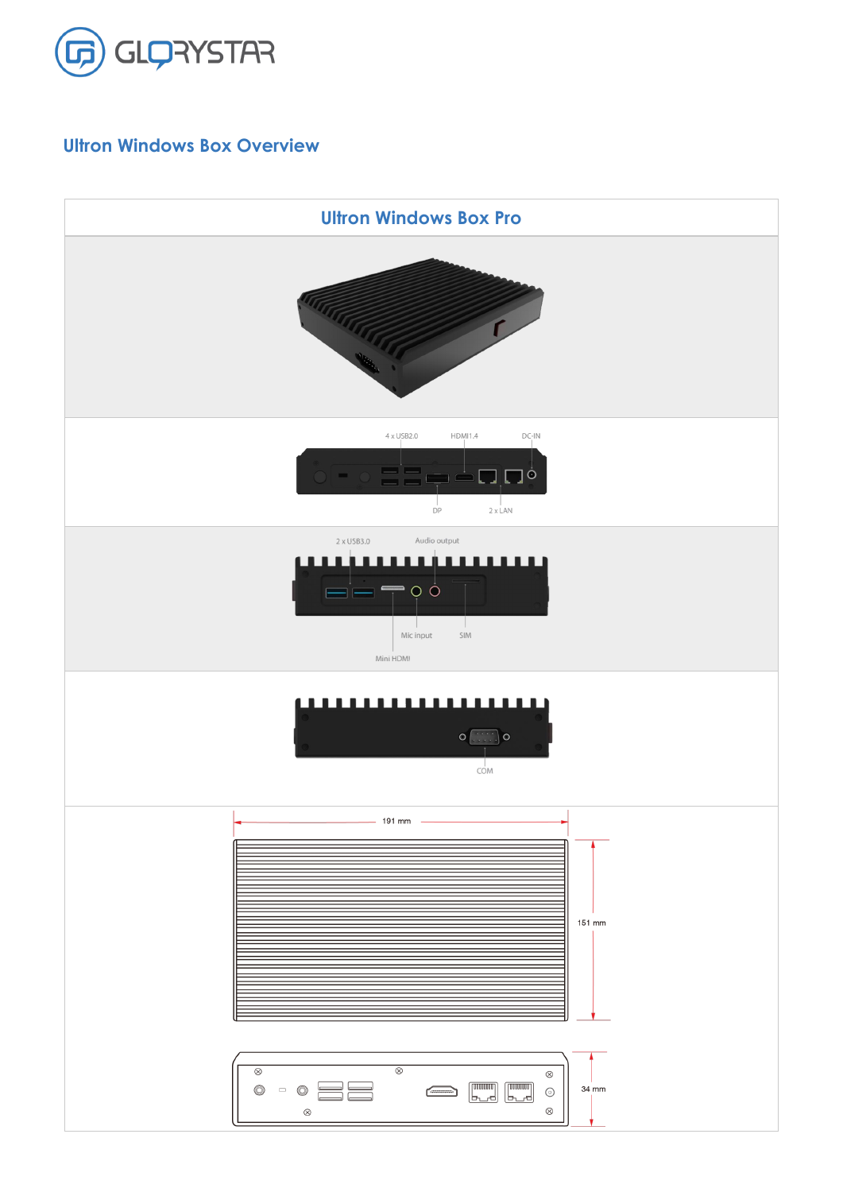# Ultron Windows Box Overview

| Ultron Windows Box Pro |
|---|
| |
| 4 x USB2.0, HDMI1.4, DC-IN, DP, 2 x LAN |
| 2 x USB3.0, Audio output, Mic input, SIM, Mini HDMI |
| COM |
| 191 mm, 151 mm, 34 mm |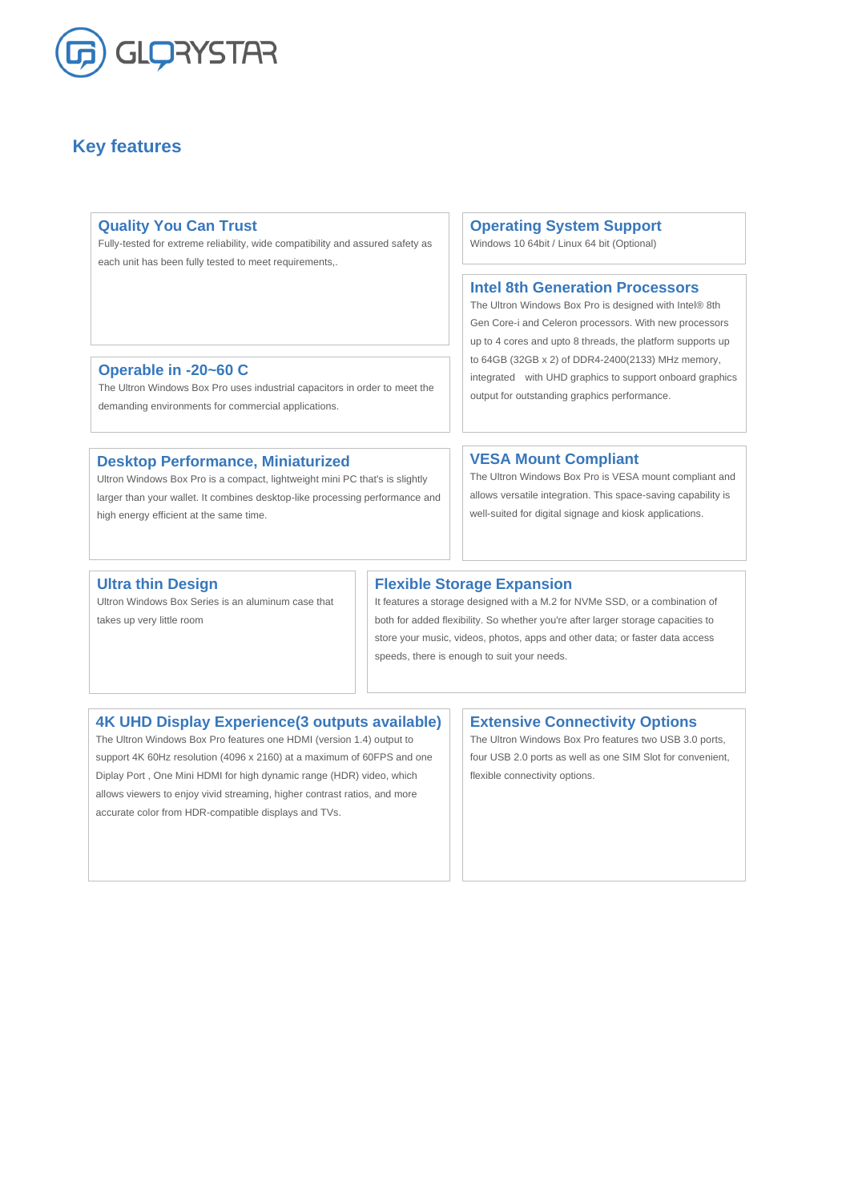## Key features

### Quality You Can Trust

Fully-tested for extreme reliability, wide compatibility and assured safety as each unit has been fully tested to meet requirements,.

### Operating System Support

Windows 10 64bit / Linux 64 bit (Optional)

### Intel 8th Generation Processors

The Ultron Windows Box Pro is designed with Intel® 8th Gen Core-i and Celeron processors. With new processors up to 4 cores and upto 8 threads, the platform supports up to 64GB (32GB x 2) of DDR4-2400(2133) MHz memory, integrated with UHD graphics to support onboard graphics output for outstanding graphics performance.

### Operable in -20~60 C

The Ultron Windows Box Pro uses industrial capacitors in order to meet the demanding environments for commercial applications.

### Desktop Performance, Miniaturized

Ultron Windows Box Pro is a compact, lightweight mini PC that's is slightly larger than your wallet. It combines desktop-like processing performance and high energy efficient at the same time.

### VESA Mount Compliant

The Ultron Windows Box Pro is VESA mount compliant and allows versatile integration. This space-saving capability is well-suited for digital signage and kiosk applications.

### Ultra thin Design

Ultron Windows Box Series is an aluminum case that takes up very little room

### Flexible Storage Expansion

It features a storage designed with a M.2 for NVMe SSD, or a combination of both for added flexibility. So whether you're after larger storage capacities to store your music, videos, photos, apps and other data; or faster data access speeds, there is enough to suit your needs.

### 4K UHD Display Experience(3 outputs available)

The Ultron Windows Box Pro features one HDMI (version 1.4) output to support 4K 60Hz resolution (4096 x 2160) at a maximum of 60FPS and one Diplay Port , One Mini HDMI for high dynamic range (HDR) video, which allows viewers to enjoy vivid streaming, higher contrast ratios, and more accurate color from HDR-compatible displays and TVs.

### Extensive Connectivity Options

The Ultron Windows Box Pro features two USB 3.0 ports, four USB 2.0 ports as well as one SIM Slot for convenient, flexible connectivity options.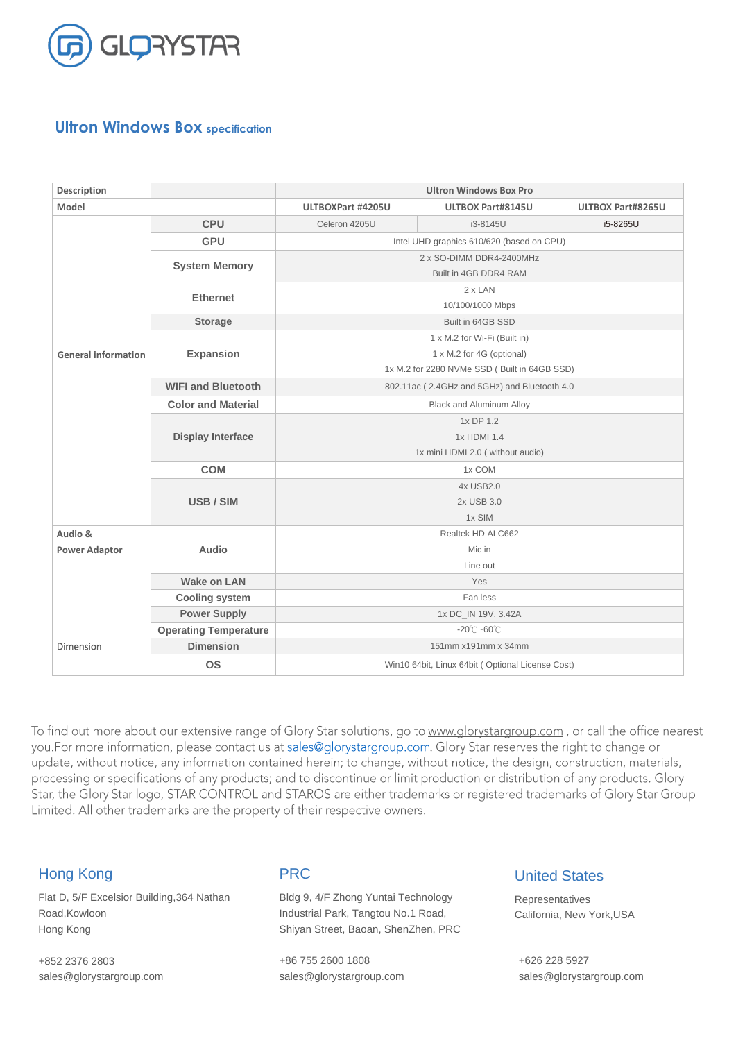GLORYSTAR

## Ultron Windows Box specification

| Description | | Ultron Windows Box Pro | | |
|---|---|---|---|---|
| Model | | ULTBOXPart #4205U | ULTBOX Part#8145U | ULTBOX Part#8265U |
| General information | CPU | Celeron 4205U | i3-8145U | i5-8265U |
| | GPU | Intel UHD graphics 610/620 (based on CPU) | | |
| | System Memory | 2 x SO-DIMM DDR4-2400MHz<br>Built in 4GB DDR4 RAM | | |
| | Ethernet | 2 x LAN<br>10/100/1000 Mbps | | |
| | Storage | Built in 64GB SSD | | |
| | Expansion | 1 x M.2 for Wi-Fi (Built in)<br>1 x M.2 for 4G (optional)<br>1x M.2 for 2280 NVMe SSD ( Built in 64GB SSD) | | |
| | WIFI and Bluetooth | 802.11ac ( 2.4GHz and 5GHz) and Bluetooth 4.0 | | |
| | Color and Material | Black and Aluminum Alloy | | |
| | Display Interface | 1x DP 1.2<br>1x HDMI 1.4<br>1x mini HDMI 2.0 ( without audio) | | |
| | COM | 1x COM | | |
| | USB / SIM | 4x USB2.0<br>2x USB 3.0<br>1x SIM | | |
| Audio & Power Adaptor | Audio | Realtek HD ALC662<br>Mic in<br>Line out | | |
| | Wake on LAN | Yes | | |
| | Cooling system | Fan less | | |
| | Power Supply | 1x DC_IN 19V, 3.42A | | |
| | Operating Temperature | -20℃~60℃ | | |
| Dimension | Dimension | 151mm x191mm x 34mm | | |
| | OS | Win10 64bit, Linux 64bit ( Optional License Cost) | | |

To find out more about our extensive range of Glory Star solutions, go to www.glorystargroup.com , or call the office nearest you.For more information, please contact us at sales@glorystargroup.com. Glory Star reserves the right to change or update, without notice, any information contained herein; to change, without notice, the design, construction, materials, processing or specifications of any products; and to discontinue or limit production or distribution of any products. Glory Star, the Glory Star logo, STAR CONTROL and STAROS are either trademarks or registered trademarks of Glory Star Group Limited. All other trademarks are the property of their respective owners.

### Hong Kong

Flat D, 5/F Excelsior Building,364 Nathan Road,Kowloon
Hong Kong

+852 2376 2803
sales@glorystargroup.com

### PRC

Bldg 9, 4/F Zhong Yuntai Technology Industrial Park, Tangtou No.1 Road, Shiyan Street, Baoan, ShenZhen, PRC

+86 755 2600 1808
sales@glorystargroup.com

### United States

Representatives
California, New York,USA

+626 228 5927
sales@glorystargroup.com